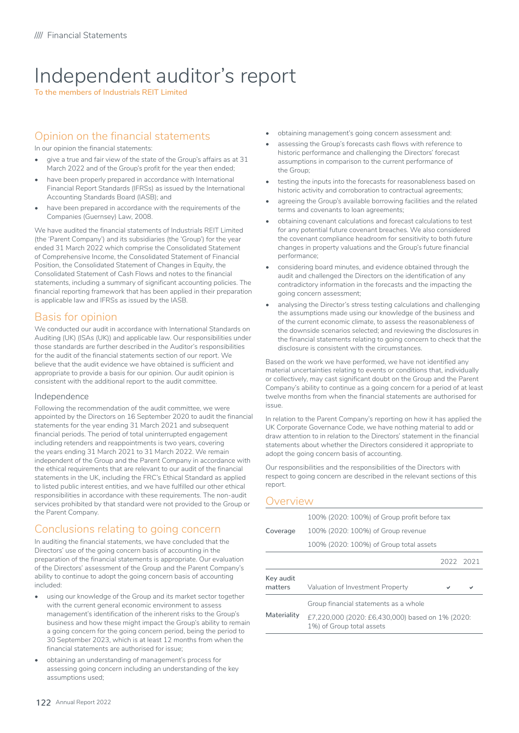# Independent auditor's report

To the members of Industrials REIT Limited

## Opinion on the financial statements

In our opinion the financial statements:

- give a true and fair view of the state of the Group's affairs as at 31 March 2022 and of the Group's profit for the year then ended;
- have been properly prepared in accordance with International Financial Report Standards (IFRSs) as issued by the International Accounting Standards Board (IASB); and
- have been prepared in accordance with the requirements of the Companies (Guernsey) Law, 2008.

We have audited the financial statements of Industrials REIT Limited (the 'Parent Company') and its subsidiaries (the 'Group') for the year ended 31 March 2022 which comprise the Consolidated Statement of Comprehensive Income, the Consolidated Statement of Financial Position, the Consolidated Statement of Changes in Equity, the Consolidated Statement of Cash Flows and notes to the financial statements, including a summary of significant accounting policies. The financial reporting framework that has been applied in their preparation is applicable law and IFRSs as issued by the IASB.

## Basis for opinion

We conducted our audit in accordance with International Standards on Auditing (UK) (ISAs (UK)) and applicable law. Our responsibilities under those standards are further described in the Auditor's responsibilities for the audit of the financial statements section of our report. We believe that the audit evidence we have obtained is sufficient and appropriate to provide a basis for our opinion. Our audit opinion is consistent with the additional report to the audit committee.

### Independence

Following the recommendation of the audit committee, we were appointed by the Directors on 16 September 2020 to audit the financial statements for the year ending 31 March 2021 and subsequent financial periods. The period of total uninterrupted engagement including retenders and reappointments is two years, covering the years ending 31 March 2021 to 31 March 2022. We remain independent of the Group and the Parent Company in accordance with the ethical requirements that are relevant to our audit of the financial statements in the UK, including the FRC's Ethical Standard as applied to listed public interest entities, and we have fulfilled our other ethical responsibilities in accordance with these requirements. The non-audit services prohibited by that standard were not provided to the Group or the Parent Company.

## Conclusions relating to going concern

In auditing the financial statements, we have concluded that the Directors' use of the going concern basis of accounting in the preparation of the financial statements is appropriate. Our evaluation of the Directors' assessment of the Group and the Parent Company's ability to continue to adopt the going concern basis of accounting included:

- using our knowledge of the Group and its market sector together with the current general economic environment to assess management's identification of the inherent risks to the Group's business and how these might impact the Group's ability to remain a going concern for the going concern period, being the period to 30 September 2023, which is at least 12 months from when the financial statements are authorised for issue;
- obtaining an understanding of management's process for assessing going concern including an understanding of the key assumptions used;
- obtaining management's going concern assessment and:
- assessing the Group's forecasts cash flows with reference to historic performance and challenging the Directors' forecast assumptions in comparison to the current performance of the Group;
- testing the inputs into the forecasts for reasonableness based on historic activity and corroboration to contractual agreements;
- agreeing the Group's available borrowing facilities and the related terms and covenants to loan agreements;
- obtaining covenant calculations and forecast calculations to test for any potential future covenant breaches. We also considered the covenant compliance headroom for sensitivity to both future changes in property valuations and the Group's future financial performance;
- considering board minutes, and evidence obtained through the audit and challenged the Directors on the identification of any contradictory information in the forecasts and the impacting the going concern assessment;
- analysing the Director's stress testing calculations and challenging the assumptions made using our knowledge of the business and of the current economic climate, to assess the reasonableness of the downside scenarios selected; and reviewing the disclosures in the financial statements relating to going concern to check that the disclosure is consistent with the circumstances.

Based on the work we have performed, we have not identified any material uncertainties relating to events or conditions that, individually or collectively, may cast significant doubt on the Group and the Parent Company's ability to continue as a going concern for a period of at least twelve months from when the financial statements are authorised for issue.

In relation to the Parent Company's reporting on how it has applied the UK Corporate Governance Code, we have nothing material to add or draw attention to in relation to the Directors' statement in the financial statements about whether the Directors considered it appropriate to adopt the going concern basis of accounting.

Our responsibilities and the responsibilities of the Directors with respect to going concern are described in the relevant sections of this report.

## Overview

| | | | |
|---|---|---|---|
| Coverage | 100% (2020: 100%) of Group profit before tax<br>100% (2020: 100%) of Group revenue<br>100% (2020: 100%) of Group total assets | | |
| | | 2022 | 2021 |
| Key audit matters | Valuation of Investment Property | ✔ | ✔ |
| Materiality | Group financial statements as a whole<br>£7,220,000 (2020: £6,430,000) based on 1% (2020: 1%) of Group total assets | | |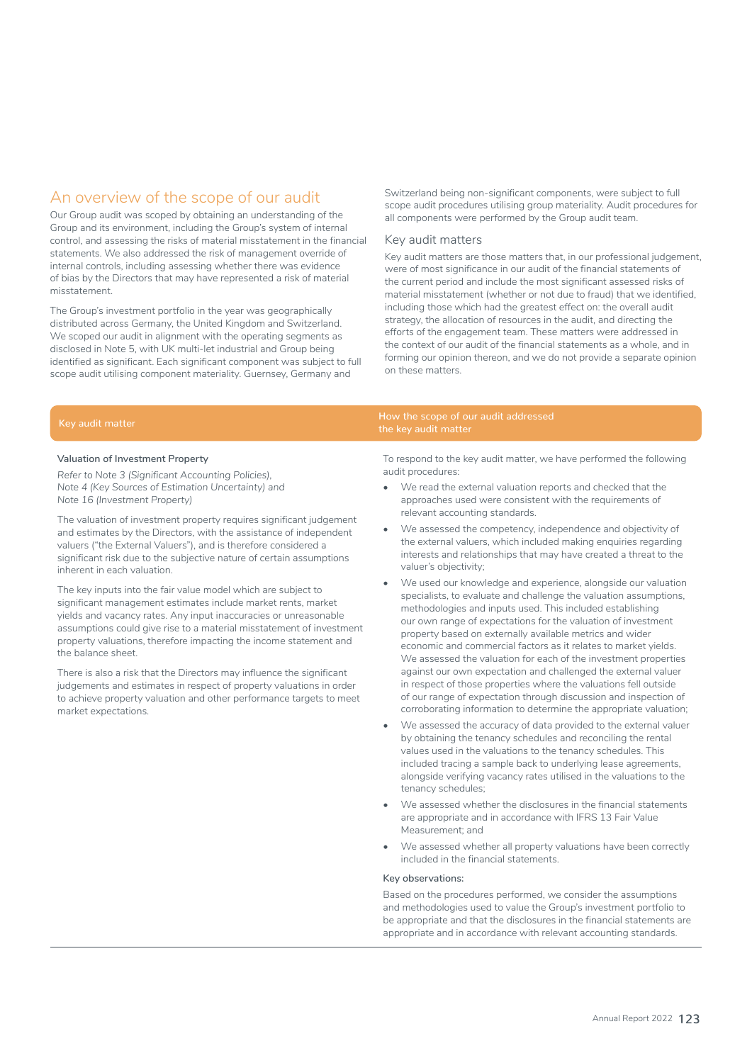## An overview of the scope of our audit

Our Group audit was scoped by obtaining an understanding of the Group and its environment, including the Group's system of internal control, and assessing the risks of material misstatement in the financial statements. We also addressed the risk of management override of internal controls, including assessing whether there was evidence of bias by the Directors that may have represented a risk of material misstatement.

The Group's investment portfolio in the year was geographically distributed across Germany, the United Kingdom and Switzerland. We scoped our audit in alignment with the operating segments as disclosed in Note 5, with UK multi-let industrial and Group being identified as significant. Each significant component was subject to full scope audit utilising component materiality. Guernsey, Germany and Switzerland being non-significant components, were subject to full scope audit procedures utilising group materiality. Audit procedures for all components were performed by the Group audit team.

### Key audit matters

Key audit matters are those matters that, in our professional judgement, were of most significance in our audit of the financial statements of the current period and include the most significant assessed risks of material misstatement (whether or not due to fraud) that we identified, including those which had the greatest effect on: the overall audit strategy, the allocation of resources in the audit, and directing the efforts of the engagement team. These matters were addressed in the context of our audit of the financial statements as a whole, and in forming our opinion thereon, and we do not provide a separate opinion on these matters.

| Key audit matter | How the scope of our audit addressed the key audit matter |
|---|---|
| **Valuation of Investment Property**<br><br>*Refer to Note 3 (Significant Accounting Policies), Note 4 (Key Sources of Estimation Uncertainty) and Note 16 (Investment Property)*<br><br>The valuation of investment property requires significant judgement and estimates by the Directors, with the assistance of independent valuers ("the External Valuers"), and is therefore considered a significant risk due to the subjective nature of certain assumptions inherent in each valuation.<br><br>The key inputs into the fair value model which are subject to significant management estimates include market rents, market yields and vacancy rates. Any input inaccuracies or unreasonable assumptions could give rise to a material misstatement of investment property valuations, therefore impacting the income statement and the balance sheet.<br><br>There is also a risk that the Directors may influence the significant judgements and estimates in respect of property valuations in order to achieve property valuation and other performance targets to meet market expectations. | To respond to the key audit matter, we have performed the following audit procedures:<br><br>• We read the external valuation reports and checked that the approaches used were consistent with the requirements of relevant accounting standards.<br>• We assessed the competency, independence and objectivity of the external valuers, which included making enquiries regarding interests and relationships that may have created a threat to the valuer's objectivity;<br>• We used our knowledge and experience, alongside our valuation specialists, to evaluate and challenge the valuation assumptions, methodologies and inputs used. This included establishing our own range of expectations for the valuation of investment property based on externally available metrics and wider economic and commercial factors as it relates to market yields. We assessed the valuation for each of the investment properties against our own expectation and challenged the external valuer in respect of those properties where the valuations fell outside of our range of expectation through discussion and inspection of corroborating information to determine the appropriate valuation;<br>• We assessed the accuracy of data provided to the external valuer by obtaining the tenancy schedules and reconciling the rental values used in the valuations to the tenancy schedules. This included tracing a sample back to underlying lease agreements, alongside verifying vacancy rates utilised in the valuations to the tenancy schedules;<br>• We assessed whether the disclosures in the financial statements are appropriate and in accordance with IFRS 13 Fair Value Measurement; and<br>• We assessed whether all property valuations have been correctly included in the financial statements.<br><br>**Key observations:**<br><br>Based on the procedures performed, we consider the assumptions and methodologies used to value the Group's investment portfolio to be appropriate and that the disclosures in the financial statements are appropriate and in accordance with relevant accounting standards. |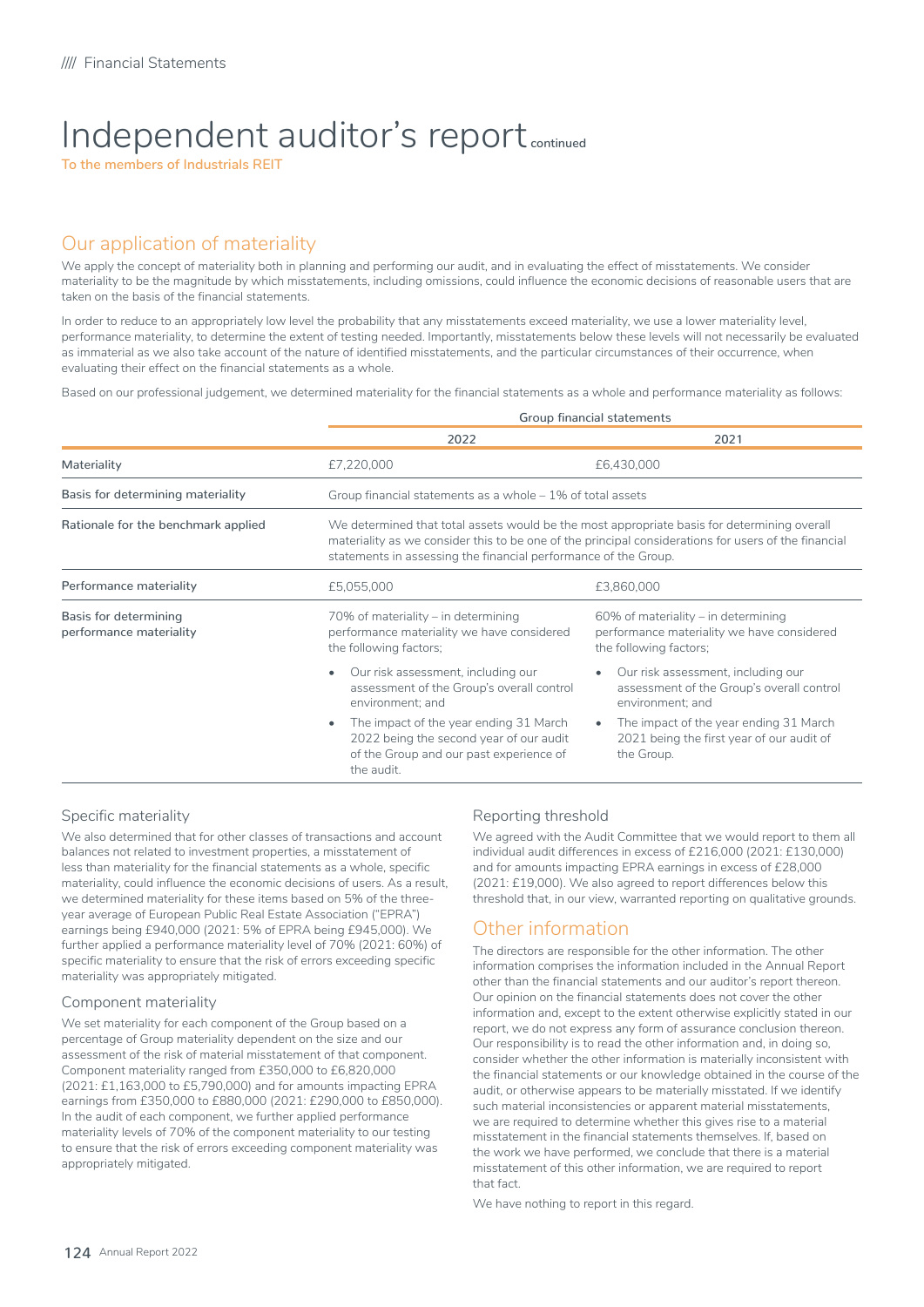# Independent auditor's report continued

To the members of Industrials REIT

## Our application of materiality

We apply the concept of materiality both in planning and performing our audit, and in evaluating the effect of misstatements. We consider materiality to be the magnitude by which misstatements, including omissions, could influence the economic decisions of reasonable users that are taken on the basis of the financial statements.

In order to reduce to an appropriately low level the probability that any misstatements exceed materiality, we use a lower materiality level, performance materiality, to determine the extent of testing needed. Importantly, misstatements below these levels will not necessarily be evaluated as immaterial as we also take account of the nature of identified misstatements, and the particular circumstances of their occurrence, when evaluating their effect on the financial statements as a whole.

Based on our professional judgement, we determined materiality for the financial statements as a whole and performance materiality as follows:

| | Group financial statements | |
|---|---|---|
| | 2022 | 2021 |
| Materiality | £7,220,000 | £6,430,000 |
| Basis for determining materiality | Group financial statements as a whole – 1% of total assets | |
| Rationale for the benchmark applied | We determined that total assets would be the most appropriate basis for determining overall materiality as we consider this to be one of the principal considerations for users of the financial statements in assessing the financial performance of the Group. | |
| Performance materiality | £5,055,000 | £3,860,000 |
| Basis for determining performance materiality | 70% of materiality – in determining performance materiality we have considered the following factors; <br>• Our risk assessment, including our assessment of the Group's overall control environment; and <br>• The impact of the year ending 31 March 2022 being the second year of our audit of the Group and our past experience of the audit. | 60% of materiality – in determining performance materiality we have considered the following factors; <br>• Our risk assessment, including our assessment of the Group's overall control environment; and <br>• The impact of the year ending 31 March 2021 being the first year of our audit of the Group. |

### Specific materiality

We also determined that for other classes of transactions and account balances not related to investment properties, a misstatement of less than materiality for the financial statements as a whole, specific materiality, could influence the economic decisions of users. As a result, we determined materiality for these items based on 5% of the three-year average of European Public Real Estate Association ("EPRA") earnings being £940,000 (2021: 5% of EPRA being £945,000). We further applied a performance materiality level of 70% (2021: 60%) of specific materiality to ensure that the risk of errors exceeding specific materiality was appropriately mitigated.

### Component materiality

We set materiality for each component of the Group based on a percentage of Group materiality dependent on the size and our assessment of the risk of material misstatement of that component. Component materiality ranged from £350,000 to £6,820,000 (2021: £1,163,000 to £5,790,000) and for amounts impacting EPRA earnings from £350,000 to £880,000 (2021: £290,000 to £850,000). In the audit of each component, we further applied performance materiality levels of 70% of the component materiality to our testing to ensure that the risk of errors exceeding component materiality was appropriately mitigated.

### Reporting threshold

We agreed with the Audit Committee that we would report to them all individual audit differences in excess of £216,000 (2021: £130,000) and for amounts impacting EPRA earnings in excess of £28,000 (2021: £19,000). We also agreed to report differences below this threshold that, in our view, warranted reporting on qualitative grounds.

## Other information

The directors are responsible for the other information. The other information comprises the information included in the Annual Report other than the financial statements and our auditor's report thereon. Our opinion on the financial statements does not cover the other information and, except to the extent otherwise explicitly stated in our report, we do not express any form of assurance conclusion thereon. Our responsibility is to read the other information and, in doing so, consider whether the other information is materially inconsistent with the financial statements or our knowledge obtained in the course of the audit, or otherwise appears to be materially misstated. If we identify such material inconsistencies or apparent material misstatements, we are required to determine whether this gives rise to a material misstatement in the financial statements themselves. If, based on the work we have performed, we conclude that there is a material misstatement of this other information, we are required to report that fact.

We have nothing to report in this regard.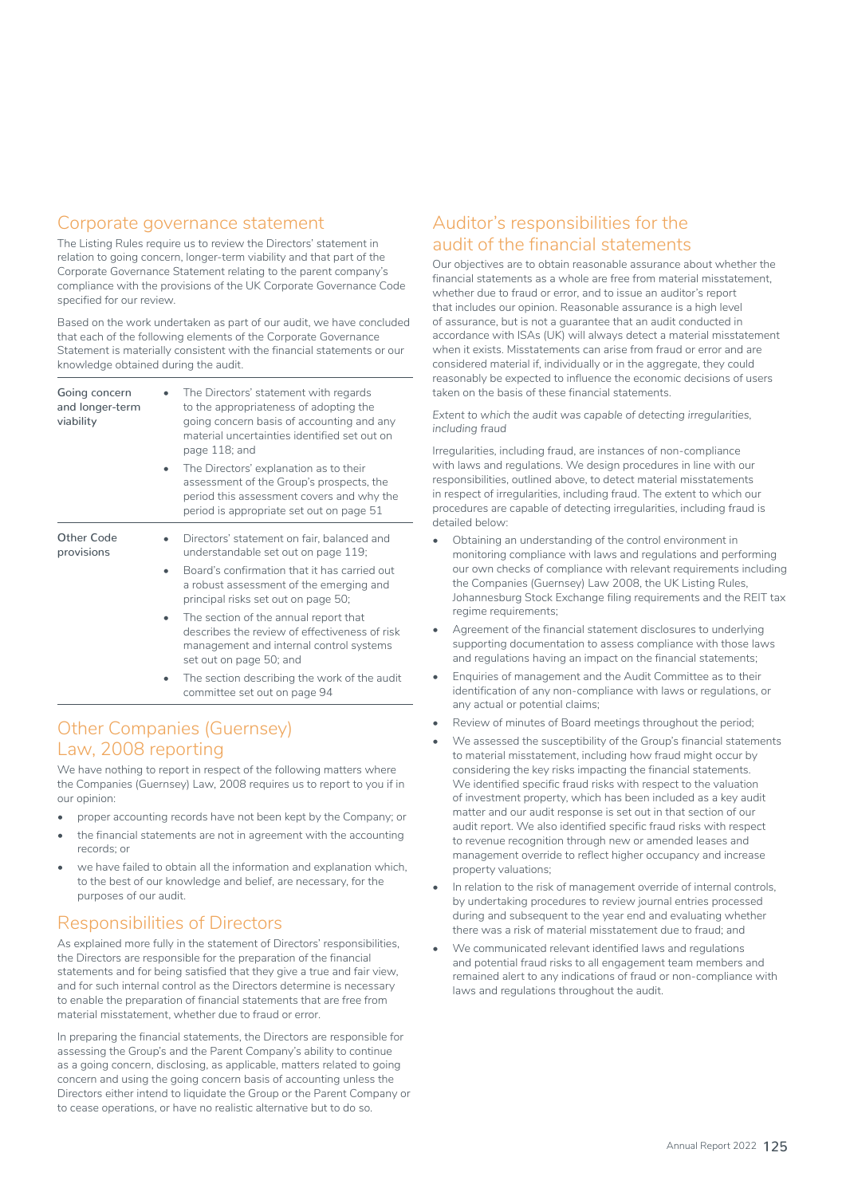## Corporate governance statement

The Listing Rules require us to review the Directors' statement in relation to going concern, longer-term viability and that part of the Corporate Governance Statement relating to the parent company's compliance with the provisions of the UK Corporate Governance Code specified for our review.

Based on the work undertaken as part of our audit, we have concluded that each of the following elements of the Corporate Governance Statement is materially consistent with the financial statements or our knowledge obtained during the audit.

| | |
|---|---|
| Going concern and longer-term viability | • The Directors' statement with regards to the appropriateness of adopting the going concern basis of accounting and any material uncertainties identified set out on page 118; and<br>• The Directors' explanation as to their assessment of the Group's prospects, the period this assessment covers and why the period is appropriate set out on page 51 |
| Other Code provisions | • Directors' statement on fair, balanced and understandable set out on page 119;<br>• Board's confirmation that it has carried out a robust assessment of the emerging and principal risks set out on page 50;<br>• The section of the annual report that describes the review of effectiveness of risk management and internal control systems set out on page 50; and<br>• The section describing the work of the audit committee set out on page 94 |

## Other Companies (Guernsey) Law, 2008 reporting

We have nothing to report in respect of the following matters where the Companies (Guernsey) Law, 2008 requires us to report to you if in our opinion:

- proper accounting records have not been kept by the Company; or
- the financial statements are not in agreement with the accounting records; or
- we have failed to obtain all the information and explanation which, to the best of our knowledge and belief, are necessary, for the purposes of our audit.

## Responsibilities of Directors

As explained more fully in the statement of Directors' responsibilities, the Directors are responsible for the preparation of the financial statements and for being satisfied that they give a true and fair view, and for such internal control as the Directors determine is necessary to enable the preparation of financial statements that are free from material misstatement, whether due to fraud or error.

In preparing the financial statements, the Directors are responsible for assessing the Group's and the Parent Company's ability to continue as a going concern, disclosing, as applicable, matters related to going concern and using the going concern basis of accounting unless the Directors either intend to liquidate the Group or the Parent Company or to cease operations, or have no realistic alternative but to do so.

## Auditor's responsibilities for the audit of the financial statements

Our objectives are to obtain reasonable assurance about whether the financial statements as a whole are free from material misstatement, whether due to fraud or error, and to issue an auditor's report that includes our opinion. Reasonable assurance is a high level of assurance, but is not a guarantee that an audit conducted in accordance with ISAs (UK) will always detect a material misstatement when it exists. Misstatements can arise from fraud or error and are considered material if, individually or in the aggregate, they could reasonably be expected to influence the economic decisions of users taken on the basis of these financial statements.

*Extent to which the audit was capable of detecting irregularities, including fraud*

Irregularities, including fraud, are instances of non-compliance with laws and regulations. We design procedures in line with our responsibilities, outlined above, to detect material misstatements in respect of irregularities, including fraud. The extent to which our procedures are capable of detecting irregularities, including fraud is detailed below:

- Obtaining an understanding of the control environment in monitoring compliance with laws and regulations and performing our own checks of compliance with relevant requirements including the Companies (Guernsey) Law 2008, the UK Listing Rules, Johannesburg Stock Exchange filing requirements and the REIT tax regime requirements;
- Agreement of the financial statement disclosures to underlying supporting documentation to assess compliance with those laws and regulations having an impact on the financial statements;
- Enquiries of management and the Audit Committee as to their identification of any non-compliance with laws or regulations, or any actual or potential claims;
- Review of minutes of Board meetings throughout the period;
- We assessed the susceptibility of the Group's financial statements to material misstatement, including how fraud might occur by considering the key risks impacting the financial statements. We identified specific fraud risks with respect to the valuation of investment property, which has been included as a key audit matter and our audit response is set out in that section of our audit report. We also identified specific fraud risks with respect to revenue recognition through new or amended leases and management override to reflect higher occupancy and increase property valuations;
- In relation to the risk of management override of internal controls, by undertaking procedures to review journal entries processed during and subsequent to the year end and evaluating whether there was a risk of material misstatement due to fraud; and
- We communicated relevant identified laws and regulations and potential fraud risks to all engagement team members and remained alert to any indications of fraud or non-compliance with laws and regulations throughout the audit.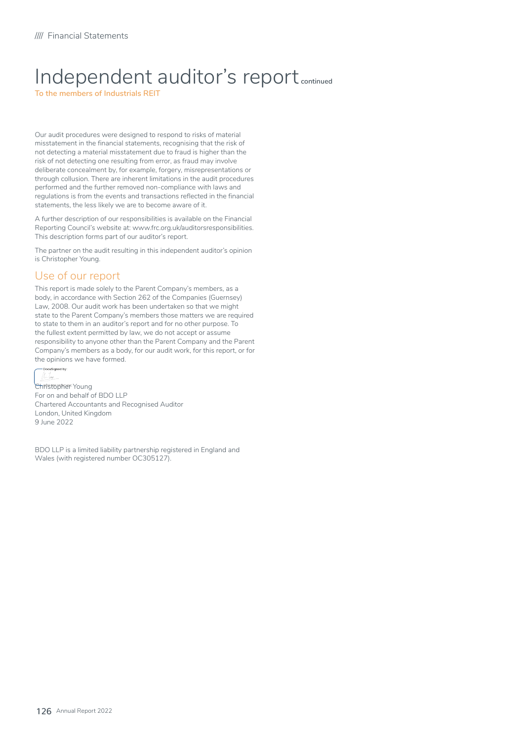Our audit procedures were designed to respond to risks of material misstatement in the financial statements, recognising that the risk of not detecting a material misstatement due to fraud is higher than the risk of not detecting one resulting from error, as fraud may involve deliberate concealment by, for example, forgery, misrepresentations or through collusion. There are inherent limitations in the audit procedures performed and the further removed non-compliance with laws and regulations is from the events and transactions reflected in the financial statements, the less likely we are to become aware of it.

A further description of our responsibilities is available on the Financial Reporting Council's website at: www.frc.org.uk/auditorsresponsibilities. This description forms part of our auditor's report.

The partner on the audit resulting in this independent auditor's opinion is Christopher Young.

## Use of our report

This report is made solely to the Parent Company's members, as a body, in accordance with Section 262 of the Companies (Guernsey) Law, 2008. Our audit work has been undertaken so that we might state to the Parent Company's members those matters we are required to state to them in an auditor's report and for no other purpose. To the fullest extent permitted by law, we do not accept or assume responsibility to anyone other than the Parent Company and the Parent Company's members as a body, for our audit work, for this report, or for the opinions we have formed.

DocuSigned by:

Christopher Young
For on and behalf of BDO LLP
Chartered Accountants and Recognised Auditor
London, United Kingdom
9 June 2022

BDO LLP is a limited liability partnership registered in England and Wales (with registered number OC305127).